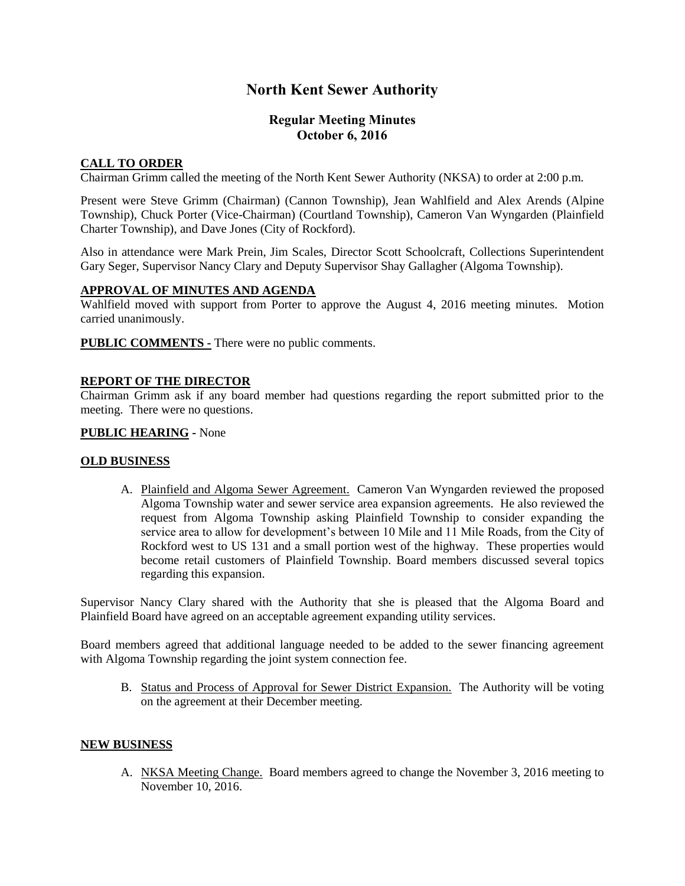# North Kent Sewer Authority

## Regular Meeting Minutes
## October 6, 2016

### CALL TO ORDER

Chairman Grimm called the meeting of the North Kent Sewer Authority (NKSA) to order at 2:00 p.m.

Present were Steve Grimm (Chairman) (Cannon Township), Jean Wahlfield and Alex Arends (Alpine Township), Chuck Porter (Vice-Chairman) (Courtland Township), Cameron Van Wyngarden (Plainfield Charter Township), and Dave Jones (City of Rockford).

Also in attendance were Mark Prein, Jim Scales, Director Scott Schoolcraft, Collections Superintendent Gary Seger, Supervisor Nancy Clary and Deputy Supervisor Shay Gallagher (Algoma Township).

### APPROVAL OF MINUTES AND AGENDA

Wahlfield moved with support from Porter to approve the August 4, 2016 meeting minutes. Motion carried unanimously.

**PUBLIC COMMENTS -** There were no public comments.

### REPORT OF THE DIRECTOR

Chairman Grimm ask if any board member had questions regarding the report submitted prior to the meeting. There were no questions.

**PUBLIC HEARING -** None

### OLD BUSINESS

A. Plainfield and Algoma Sewer Agreement. Cameron Van Wyngarden reviewed the proposed Algoma Township water and sewer service area expansion agreements. He also reviewed the request from Algoma Township asking Plainfield Township to consider expanding the service area to allow for development's between 10 Mile and 11 Mile Roads, from the City of Rockford west to US 131 and a small portion west of the highway. These properties would become retail customers of Plainfield Township. Board members discussed several topics regarding this expansion.

Supervisor Nancy Clary shared with the Authority that she is pleased that the Algoma Board and Plainfield Board have agreed on an acceptable agreement expanding utility services.

Board members agreed that additional language needed to be added to the sewer financing agreement with Algoma Township regarding the joint system connection fee.

B. Status and Process of Approval for Sewer District Expansion. The Authority will be voting on the agreement at their December meeting.

### NEW BUSINESS

A. NKSA Meeting Change. Board members agreed to change the November 3, 2016 meeting to November 10, 2016.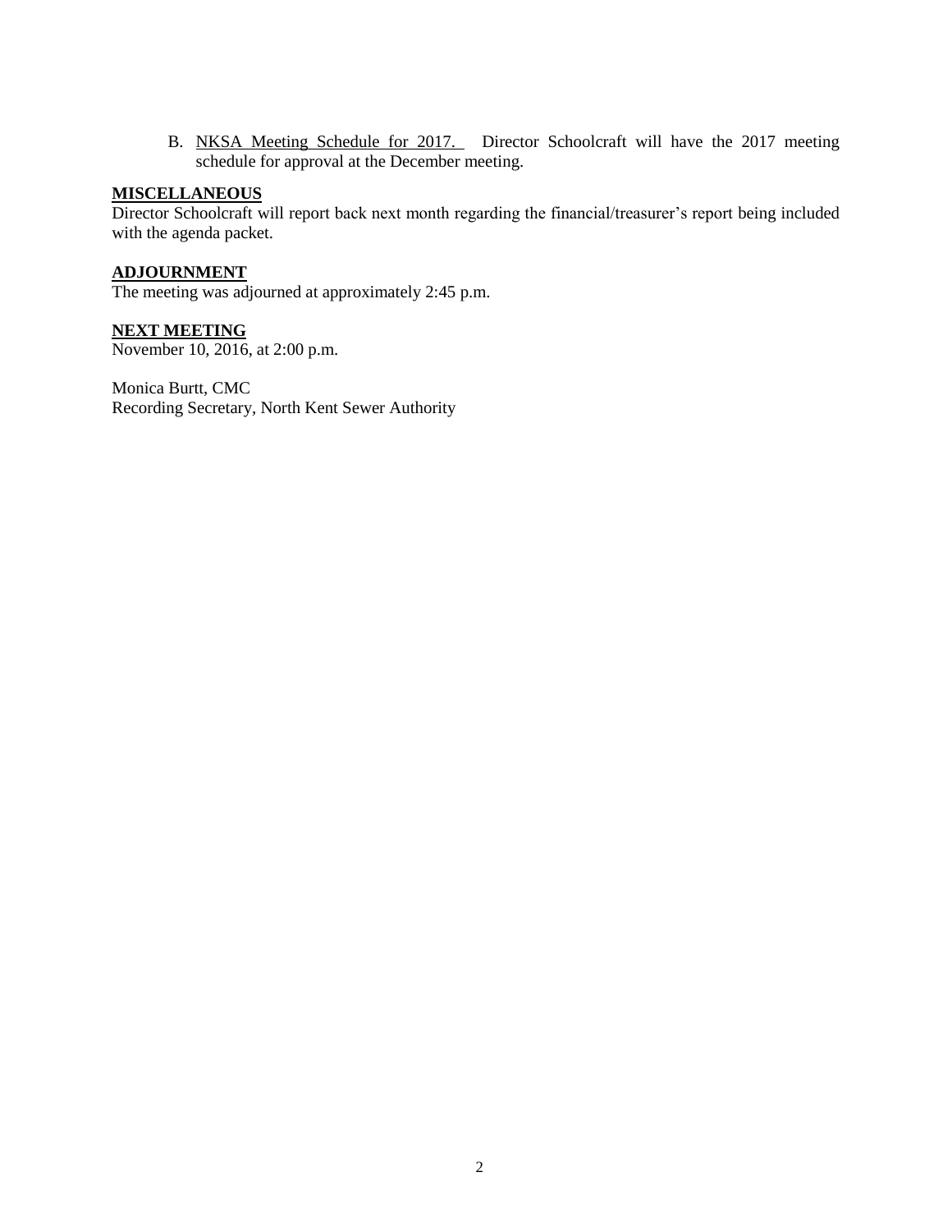B. NKSA Meeting Schedule for 2017. Director Schoolcraft will have the 2017 meeting schedule for approval at the December meeting.

**MISCELLANEOUS**

Director Schoolcraft will report back next month regarding the financial/treasurer's report being included with the agenda packet.

**ADJOURNMENT**

The meeting was adjourned at approximately 2:45 p.m.

**NEXT MEETING**

November 10, 2016, at 2:00 p.m.

Monica Burtt, CMC
Recording Secretary, North Kent Sewer Authority